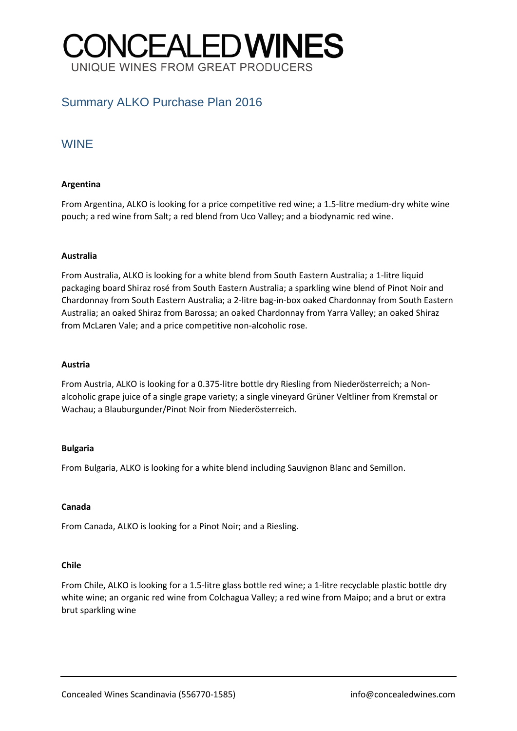# CONCEALED WINES

UNIQUE WINES FROM GREAT PRODUCERS

## Summary ALKO Purchase Plan 2016

## WINE

**Argentina**

From Argentina, ALKO is looking for a price competitive red wine; a 1.5-litre medium-dry white wine pouch; a red wine from Salt; a red blend from Uco Valley; and a biodynamic red wine.

**Australia**

From Australia, ALKO is looking for a white blend from South Eastern Australia; a 1-litre liquid packaging board Shiraz rosé from South Eastern Australia; a sparkling wine blend of Pinot Noir and Chardonnay from South Eastern Australia; a 2-litre bag-in-box oaked Chardonnay from South Eastern Australia; an oaked Shiraz from Barossa; an oaked Chardonnay from Yarra Valley; an oaked Shiraz from McLaren Vale; and a price competitive non-alcoholic rose.

**Austria**

From Austria, ALKO is looking for a 0.375-litre bottle dry Riesling from Niederösterreich; a Non-alcoholic grape juice of a single grape variety; a single vineyard Grüner Veltliner from Kremstal or Wachau; a Blauburgunder/Pinot Noir from Niederösterreich.

**Bulgaria**

From Bulgaria, ALKO is looking for a white blend including Sauvignon Blanc and Semillon.

**Canada**

From Canada, ALKO is looking for a Pinot Noir; and a Riesling.

**Chile**

From Chile, ALKO is looking for a 1.5-litre glass bottle red wine; a 1-litre recyclable plastic bottle dry white wine; an organic red wine from Colchagua Valley; a red wine from Maipo; and a brut or extra brut sparkling wine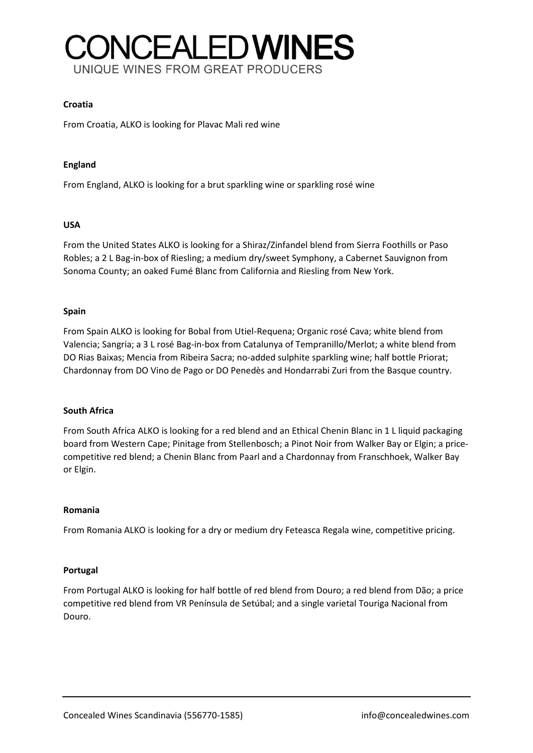**Croatia**

From Croatia, ALKO is looking for Plavac Mali red wine

**England**

From England, ALKO is looking for a brut sparkling wine or sparkling rosé wine

**USA**

From the United States ALKO is looking for a Shiraz/Zinfandel blend from Sierra Foothills or Paso Robles; a 2 L Bag-in-box of Riesling; a medium dry/sweet Symphony, a Cabernet Sauvignon from Sonoma County; an oaked Fumé Blanc from California and Riesling from New York.

**Spain**

From Spain ALKO is looking for Bobal from Utiel-Requena; Organic rosé Cava; white blend from Valencia; Sangria; a 3 L rosé Bag-in-box from Catalunya of Tempranillo/Merlot; a white blend from DO Rias Baixas; Mencia from Ribeira Sacra; no-added sulphite sparkling wine; half bottle Priorat; Chardonnay from DO Vino de Pago or DO Penedès and Hondarrabi Zuri from the Basque country.

**South Africa**

From South Africa ALKO is looking for a red blend and an Ethical Chenin Blanc in 1 L liquid packaging board from Western Cape; Pinitage from Stellenbosch; a Pinot Noir from Walker Bay or Elgin; a price-competitive red blend; a Chenin Blanc from Paarl and a Chardonnay from Franschhoek, Walker Bay or Elgin.

**Romania**

From Romania ALKO is looking for a dry or medium dry Feteasca Regala wine, competitive pricing.

**Portugal**

From Portugal ALKO is looking for half bottle of red blend from Douro; a red blend from Dão; a price competitive red blend from VR Península de Setúbal; and a single varietal Touriga Nacional from Douro.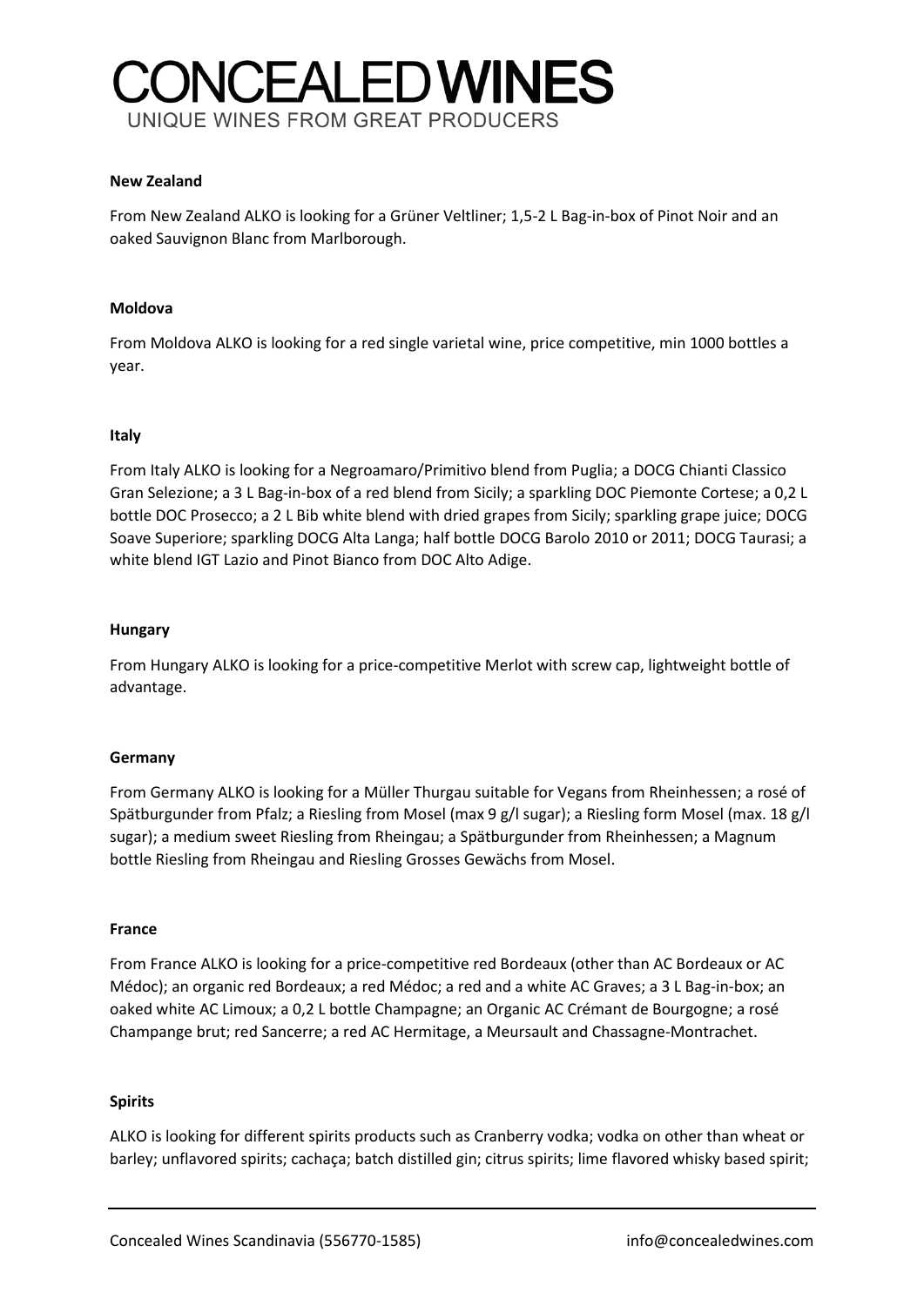**New Zealand**

From New Zealand ALKO is looking for a Grüner Veltliner; 1,5-2 L Bag-in-box of Pinot Noir and an oaked Sauvignon Blanc from Marlborough.

**Moldova**

From Moldova ALKO is looking for a red single varietal wine, price competitive, min 1000 bottles a year.

**Italy**

From Italy ALKO is looking for a Negroamaro/Primitivo blend from Puglia; a DOCG Chianti Classico Gran Selezione; a 3 L Bag-in-box of a red blend from Sicily; a sparkling DOC Piemonte Cortese; a 0,2 L bottle DOC Prosecco; a 2 L Bib white blend with dried grapes from Sicily; sparkling grape juice; DOCG Soave Superiore; sparkling DOCG Alta Langa; half bottle DOCG Barolo 2010 or 2011; DOCG Taurasi; a white blend IGT Lazio and Pinot Bianco from DOC Alto Adige.

**Hungary**

From Hungary ALKO is looking for a price-competitive Merlot with screw cap, lightweight bottle of advantage.

**Germany**

From Germany ALKO is looking for a Müller Thurgau suitable for Vegans from Rheinhessen; a rosé of Spätburgunder from Pfalz; a Riesling from Mosel (max 9 g/l sugar); a Riesling form Mosel (max. 18 g/l sugar); a medium sweet Riesling from Rheingau; a Spätburgunder from Rheinhessen; a Magnum bottle Riesling from Rheingau and Riesling Grosses Gewächs from Mosel.

**France**

From France ALKO is looking for a price-competitive red Bordeaux (other than AC Bordeaux or AC Médoc); an organic red Bordeaux; a red Médoc; a red and a white AC Graves; a 3 L Bag-in-box; an oaked white AC Limoux; a 0,2 L bottle Champagne; an Organic AC Crémant de Bourgogne; a rosé Champange brut; red Sancerre; a red AC Hermitage, a Meursault and Chassagne-Montrachet.

**Spirits**

ALKO is looking for different spirits products such as Cranberry vodka; vodka on other than wheat or barley; unflavored spirits; cachaça; batch distilled gin; citrus spirits; lime flavored whisky based spirit;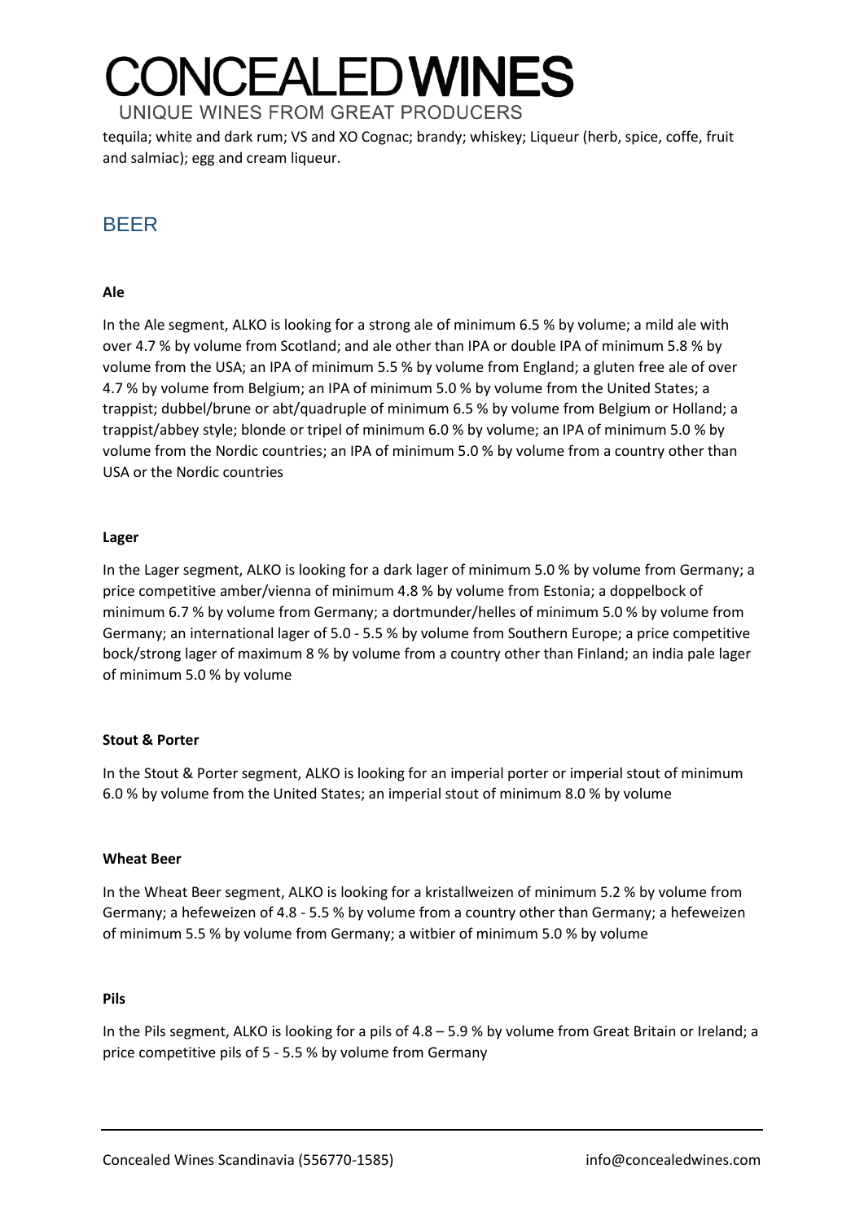tequila; white and dark rum; VS and XO Cognac; brandy; whiskey; Liqueur (herb, spice, coffe, fruit and salmiac); egg and cream liqueur.

## BEER

**Ale**

In the Ale segment, ALKO is looking for a strong ale of minimum 6.5 % by volume; a mild ale with over 4.7 % by volume from Scotland; and ale other than IPA or double IPA of minimum 5.8 % by volume from the USA; an IPA of minimum 5.5 % by volume from England; a gluten free ale of over 4.7 % by volume from Belgium; an IPA of minimum 5.0 % by volume from the United States; a trappist; dubbel/brune or abt/quadruple of minimum 6.5 % by volume from Belgium or Holland; a trappist/abbey style; blonde or tripel of minimum 6.0 % by volume; an IPA of minimum 5.0 % by volume from the Nordic countries; an IPA of minimum 5.0 % by volume from a country other than USA or the Nordic countries

**Lager**

In the Lager segment, ALKO is looking for a dark lager of minimum 5.0 % by volume from Germany; a price competitive amber/vienna of minimum 4.8 % by volume from Estonia; a doppelbock of minimum 6.7 % by volume from Germany; a dortmunder/helles of minimum 5.0 % by volume from Germany; an international lager of 5.0 - 5.5 % by volume from Southern Europe; a price competitive bock/strong lager of maximum 8 % by volume from a country other than Finland; an india pale lager of minimum 5.0 % by volume

**Stout & Porter**

In the Stout & Porter segment, ALKO is looking for an imperial porter or imperial stout of minimum 6.0 % by volume from the United States; an imperial stout of minimum 8.0 % by volume

**Wheat Beer**

In the Wheat Beer segment, ALKO is looking for a kristallweizen of minimum 5.2 % by volume from Germany; a hefeweizen of 4.8 - 5.5 % by volume from a country other than Germany; a hefeweizen of minimum 5.5 % by volume from Germany; a witbier of minimum 5.0 % by volume

**Pils**

In the Pils segment, ALKO is looking for a pils of 4.8 – 5.9 % by volume from Great Britain or Ireland; a price competitive pils of 5 - 5.5 % by volume from Germany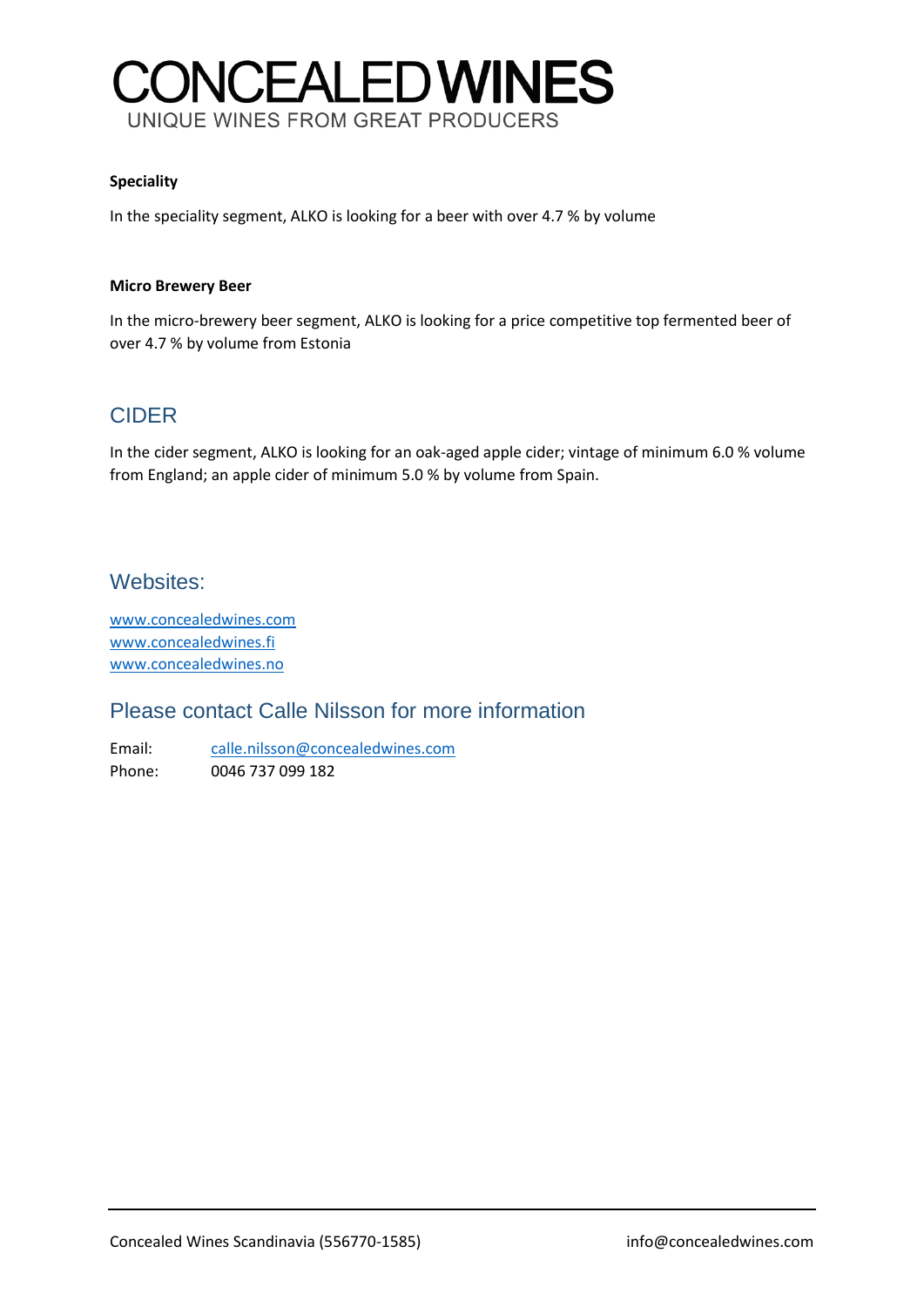# CONCEALED WINES
UNIQUE WINES FROM GREAT PRODUCERS

**Speciality**

In the speciality segment, ALKO is looking for a beer with over 4.7 % by volume

**Micro Brewery Beer**

In the micro-brewery beer segment, ALKO is looking for a price competitive top fermented beer of over 4.7 % by volume from Estonia

## CIDER

In the cider segment, ALKO is looking for an oak-aged apple cider; vintage of minimum 6.0 % volume from England; an apple cider of minimum 5.0 % by volume from Spain.

## Websites:

www.concealedwines.com
www.concealedwines.fi
www.concealedwines.no

## Please contact Calle Nilsson for more information

Email: calle.nilsson@concealedwines.com
Phone: 0046 737 099 182

Concealed Wines Scandinavia (556770-1585) info@concealedwines.com